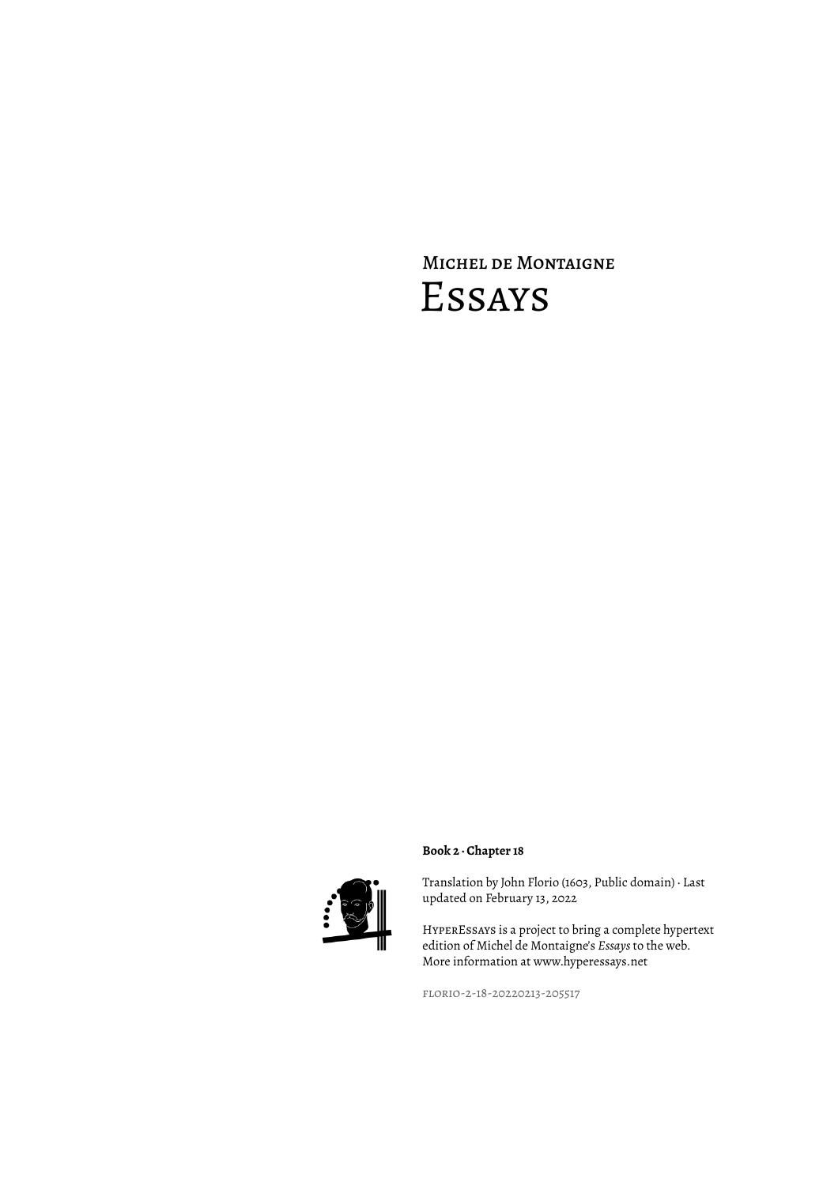# Michel de Montaigne
# Essays

**Book 2 · Chapter 18**

Translation by John Florio (1603, Public domain) · Last updated on February 13, 2022

HyperEssays is a project to bring a complete hypertext edition of Michel de Montaigne's *Essays* to the web. More information at www.hyperessays.net

florio-2-18-20220213-205517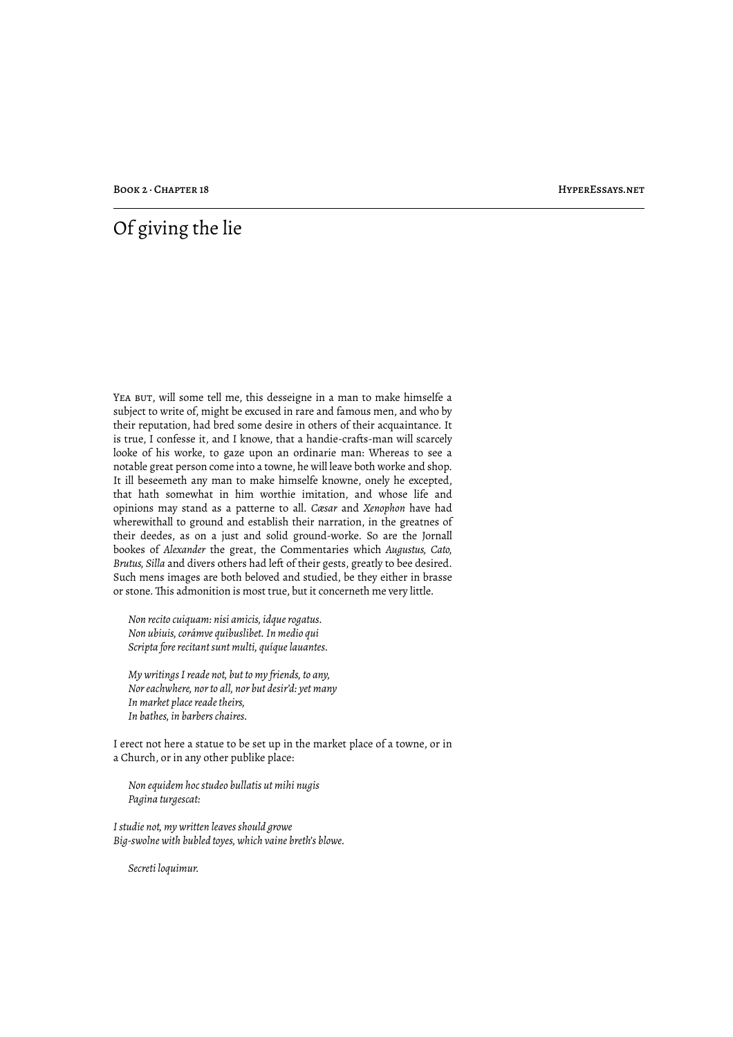# Of giving the lie

Yea but, will some tell me, this desseigne in a man to make himselfe a subject to write of, might be excused in rare and famous men, and who by their reputation, had bred some desire in others of their acquaintance. It is true, I confesse it, and I knowe, that a handie-crafts-man will scarcely looke of his worke, to gaze upon an ordinarie man: Whereas to see a notable great person come into a towne, he will leave both worke and shop. It ill beseemeth any man to make himselfe knowne, onely he excepted, that hath somewhat in him worthie imitation, and whose life and opinions may stand as a patterne to all. *Cæsar* and *Xenophon* have had wherewithall to ground and establish their narration, in the greatnes of their deedes, as on a just and solid ground-worke. So are the Jornall bookes of *Alexander* the great, the Commentaries which *Augustus, Cato, Brutus, Silla* and divers others had left of their gests, greatly to bee desired. Such mens images are both beloved and studied, be they either in brasse or stone. This admonition is most true, but it concerneth me very little.

> *Non recito cuiquam: nisi amicis, idque rogatus.*
> *Non ubiuis, corámve quibuslibet. In medio qui*
> *Scripta fore recitant sunt multi, quíque lauantes.*
>
> *My writings I reade not, but to my friends, to any,*
> *Nor eachwhere, nor to all, nor but desir'd: yet many*
> *In market place reade theirs,*
> *In bathes, in barbers chaires.*

I erect not here a statue to be set up in the market place of a towne, or in a Church, or in any other publike place:

> *Non equidem hoc studeo bullatis ut mihi nugis*
> *Pagina turgescat:*

*I studie not, my written leaves should growe*
*Big-swolne with bubled toyes, which vaine breth's blowe.*

> *Secreti loquimur.*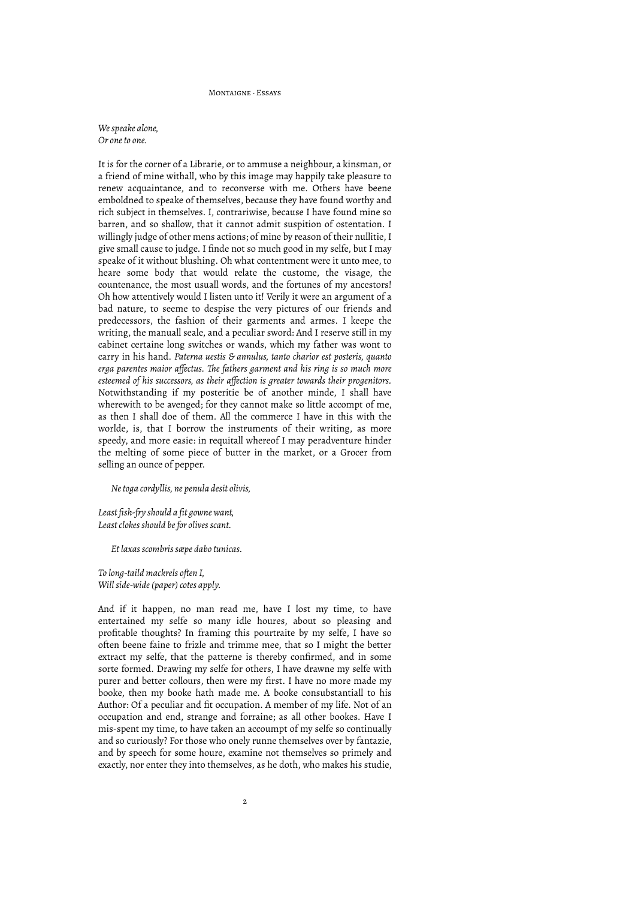*We speake alone,*
*Or one to one.*

It is for the corner of a Librarie, or to ammuse a neighbour, a kinsman, or a friend of mine withall, who by this image may happily take pleasure to renew acquaintance, and to reconverse with me. Others have beene emboldned to speake of themselves, because they have found worthy and rich subject in themselves. I, contrariwise, because I have found mine so barren, and so shallow, that it cannot admit suspition of ostentation. I willingly judge of other mens actions; of mine by reason of their nullitie, I give small cause to judge. I finde not so much good in my selfe, but I may speake of it without blushing. Oh what contentment were it unto mee, to heare some body that would relate the custome, the visage, the countenance, the most usuall words, and the fortunes of my ancestors! Oh how attentively would I listen unto it! Verily it were an argument of a bad nature, to seeme to despise the very pictures of our friends and predecessors, the fashion of their garments and armes. I keepe the writing, the manuall seale, and a peculiar sword: And I reserve still in my cabinet certaine long switches or wands, which my father was wont to carry in his hand. *Paterna uestis & annulus, tanto charior est posteris, quanto erga parentes maior affectus. The fathers garment and his ring is so much more esteemed of his successors, as their affection is greater towards their progenitors.* Notwithstanding if my posteritie be of another minde, I shall have wherewith to be avenged; for they cannot make so little accompt of me, as then I shall doe of them. All the commerce I have in this with the worlde, is, that I borrow the instruments of their writing, as more speedy, and more easie: in requitall whereof I may peradventure hinder the melting of some piece of butter in the market, or a Grocer from selling an ounce of pepper.

*Ne toga cordyllis, ne penula desit olivis,*

*Least fish-fry should a fit gowne want,*
*Least clokes should be for olives scant.*

*Et laxas scombris sæpe dabo tunicas.*

*To long-taild mackrels often I,*
*Will side-wide (paper) cotes apply.*

And if it happen, no man read me, have I lost my time, to have entertained my selfe so many idle houres, about so pleasing and profitable thoughts? In framing this pourtraite by my selfe, I have so often beene faine to frizle and trimme mee, that so I might the better extract my selfe, that the patterne is thereby confirmed, and in some sorte formed. Drawing my selfe for others, I have drawne my selfe with purer and better collours, then were my first. I have no more made my booke, then my booke hath made me. A booke consubstantiall to his Author: Of a peculiar and fit occupation. A member of my life. Not of an occupation and end, strange and forraine; as all other bookes. Have I mis-spent my time, to have taken an accoumpt of my selfe so continually and so curiously? For those who onely runne themselves over by fantazie, and by speech for some houre, examine not themselves so primely and exactly, nor enter they into themselves, as he doth, who makes his studie,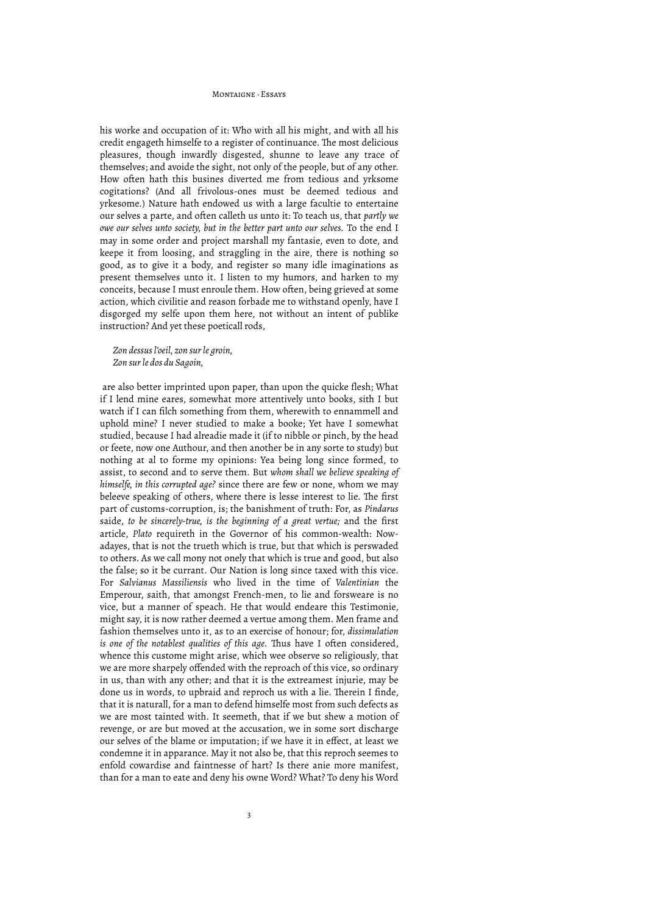his worke and occupation of it: Who with all his might, and with all his credit engageth himselfe to a register of continuance. The most delicious pleasures, though inwardly disgested, shunne to leave any trace of themselves; and avoide the sight, not only of the people, but of any other. How often hath this busines diverted me from tedious and yrksome cogitations? (And all frivolous-ones must be deemed tedious and yrkesome.) Nature hath endowed us with a large facultie to entertaine our selves a parte, and often calleth us unto it: To teach us, that *partly we owe our selves unto society, but in the better part unto our selves.* To the end I may in some order and project marshall my fantasie, even to dote, and keepe it from loosing, and straggling in the aire, there is nothing so good, as to give it a body, and register so many idle imaginations as present themselves unto it. I listen to my humors, and harken to my conceits, because I must enroule them. How often, being grieved at some action, which civilitie and reason forbade me to withstand openly, have I disgorged my selfe upon them here, not without an intent of publike instruction? And yet these poeticall rods,

> *Zon dessus l'oeil, zon sur le groin,*
> *Zon sur le dos du Sagoin,*

are also better imprinted upon paper, than upon the quicke flesh; What if I lend mine eares, somewhat more attentively unto books, sith I but watch if I can filch something from them, wherewith to ennammell and uphold mine? I never studied to make a booke; Yet have I somewhat studied, because I had alreadie made it (if to nibble or pinch, by the head or feete, now one Authour, and then another be in any sorte to study) but nothing at al to forme my opinions: Yea being long since formed, to assist, to second and to serve them. But *whom shall we believe speaking of himselfe, in this corrupted age?* since there are few or none, whom we may beleeve speaking of others, where there is lesse interest to lie. The first part of customs-corruption, is; the banishment of truth: For, as *Pindarus* saide, *to be sincerely-true, is the beginning of a great vertue;* and the first article, *Plato* requireth in the Governor of his common-wealth: Now-adayes, that is not the trueth which is true, but that which is perswaded to others. As we call mony not onely that which is true and good, but also the false; so it be currant. Our Nation is long since taxed with this vice. For *Salvianus Massiliensis* who lived in the time of *Valentinian* the Emperour, saith, that amongst French-men, to lie and forsweare is no vice, but a manner of speach. He that would endeare this Testimonie, might say, it is now rather deemed a vertue among them. Men frame and fashion themselves unto it, as to an exercise of honour; for, *dissimulation is one of the notablest qualities of this age.* Thus have I often considered, whence this custome might arise, which wee observe so religiously, that we are more sharpely offended with the reproach of this vice, so ordinary in us, than with any other; and that it is the extreamest injurie, may be done us in words, to upbraid and reproch us with a lie. Therein I finde, that it is naturall, for a man to defend himselfe most from such defects as we are most tainted with. It seemeth, that if we but shew a motion of revenge, or are but moved at the accusation, we in some sort discharge our selves of the blame or imputation; if we have it in effect, at least we condemne it in apparance. May it not also be, that this reproch seemes to enfold cowardise and faintnesse of hart? Is there anie more manifest, than for a man to eate and deny his owne Word? What? To deny his Word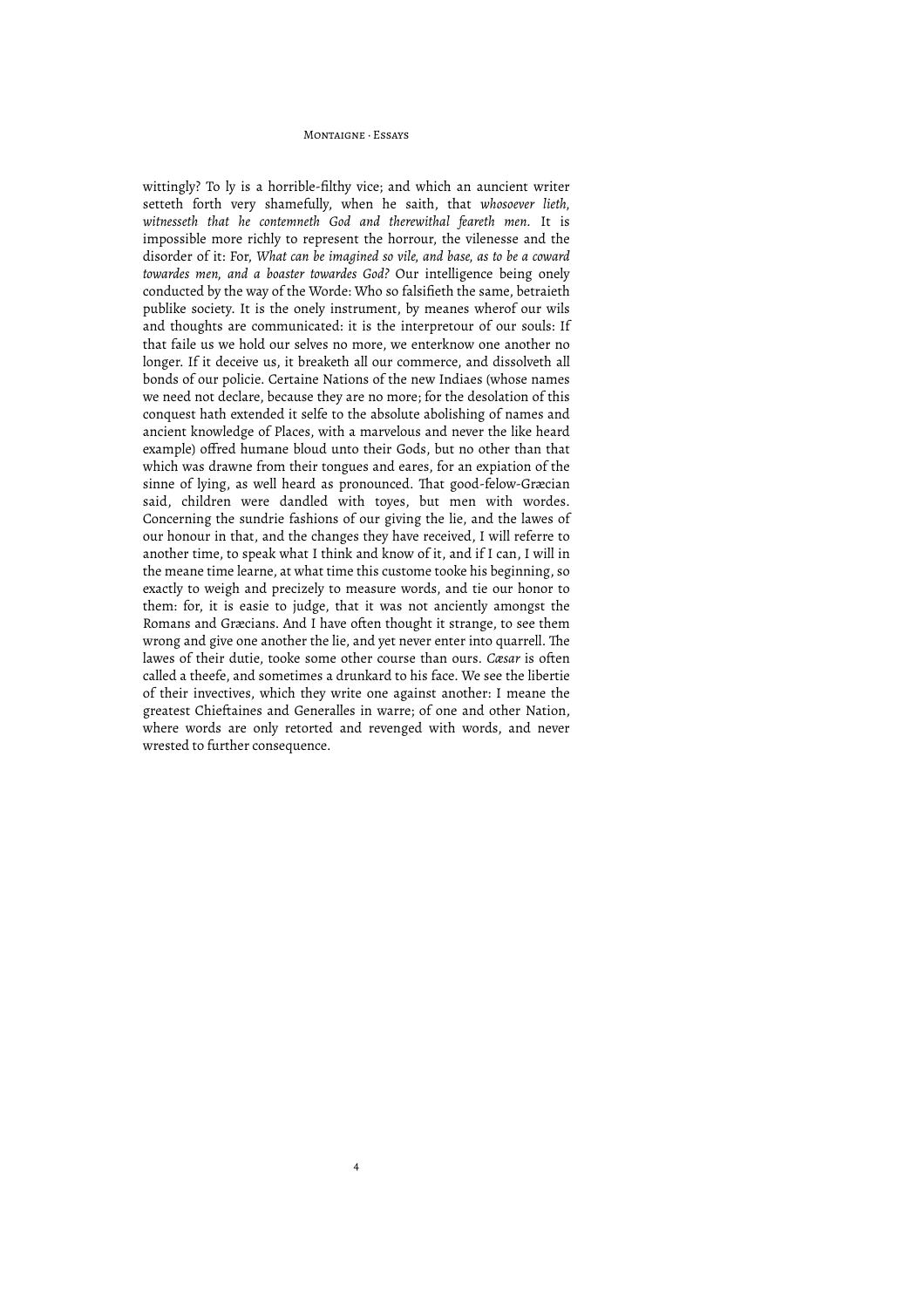wittingly? To ly is a horrible-filthy vice; and which an auncient writer setteth forth very shamefully, when he saith, that *whosoever lieth, witnesseth that he contemneth God and therewithal feareth men.* It is impossible more richly to represent the horrour, the vilenesse and the disorder of it: For, *What can be imagined so vile, and base, as to be a coward towardes men, and a boaster towardes God?* Our intelligence being onely conducted by the way of the Worde: Who so falsifieth the same, betraieth publike society. It is the onely instrument, by meanes wherof our wils and thoughts are communicated: it is the interpretour of our souls: If that faile us we hold our selves no more, we enterknow one another no longer. If it deceive us, it breaketh all our commerce, and dissolveth all bonds of our policie. Certaine Nations of the new Indiaes (whose names we need not declare, because they are no more; for the desolation of this conquest hath extended it selfe to the absolute abolishing of names and ancient knowledge of Places, with a marvelous and never the like heard example) offred humane bloud unto their Gods, but no other than that which was drawne from their tongues and eares, for an expiation of the sinne of lying, as well heard as pronounced. That good-felow-Græcian said, children were dandled with toyes, but men with wordes. Concerning the sundrie fashions of our giving the lie, and the lawes of our honour in that, and the changes they have received, I will referre to another time, to speak what I think and know of it, and if I can, I will in the meane time learne, at what time this custome tooke his beginning, so exactly to weigh and precizely to measure words, and tie our honor to them: for, it is easie to judge, that it was not anciently amongst the Romans and Græcians. And I have often thought it strange, to see them wrong and give one another the lie, and yet never enter into quarrell. The lawes of their dutie, tooke some other course than ours. *Cæsar* is often called a theefe, and sometimes a drunkard to his face. We see the libertie of their invectives, which they write one against another: I meane the greatest Chieftaines and Generalles in warre; of one and other Nation, where words are only retorted and revenged with words, and never wrested to further consequence.